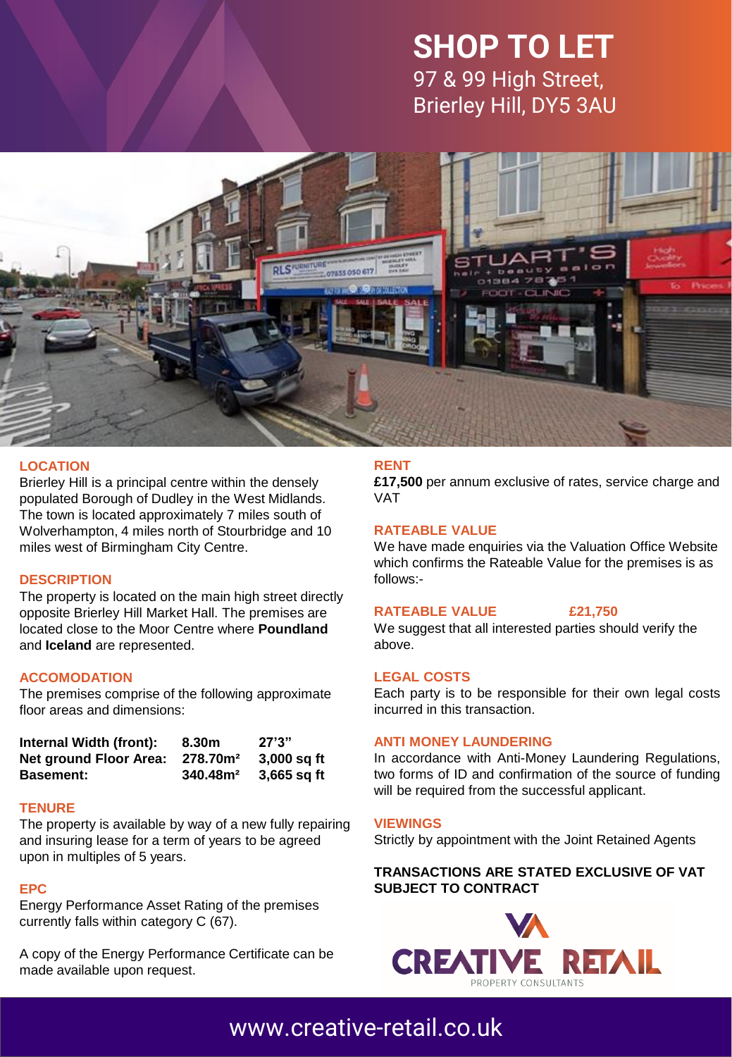# SHOP TO LET

97 & 99 High Street,
Brierley Hill, DY5 3AU

## LOCATION

Brierley Hill is a principal centre within the densely populated Borough of Dudley in the West Midlands. The town is located approximately 7 miles south of Wolverhampton, 4 miles north of Stourbridge and 10 miles west of Birmingham City Centre.

## DESCRIPTION

The property is located on the main high street directly opposite Brierley Hill Market Hall. The premises are located close to the Moor Centre where **Poundland** and **Iceland** are represented.

## ACCOMODATION

The premises comprise of the following approximate floor areas and dimensions:

| | | |
|---|---|---|
| **Internal Width (front):** | **8.30m** | **27’3”** |
| **Net ground Floor Area:** | **278.70m²** | **3,000 sq ft** |
| **Basement:** | **340.48m²** | **3,665 sq ft** |

## TENURE

The property is available by way of a new fully repairing and insuring lease for a term of years to be agreed upon in multiples of 5 years.

## EPC

Energy Performance Asset Rating of the premises currently falls within category C (67).

A copy of the Energy Performance Certificate can be made available upon request.

## RENT

**£17,500** per annum exclusive of rates, service charge and VAT

## RATEABLE VALUE

We have made enquiries via the Valuation Office Website which confirms the Rateable Value for the premises is as follows:-

**RATEABLE VALUE £21,750**

We suggest that all interested parties should verify the above.

## LEGAL COSTS

Each party is to be responsible for their own legal costs incurred in this transaction.

## ANTI MONEY LAUNDERING

In accordance with Anti-Money Laundering Regulations, two forms of ID and confirmation of the source of funding will be required from the successful applicant.

## VIEWINGS

Strictly by appointment with the Joint Retained Agents

**TRANSACTIONS ARE STATED EXCLUSIVE OF VAT SUBJECT TO CONTRACT**

CREATIVE RETAIL
PROPERTY CONSULTANTS

www.creative-retail.co.uk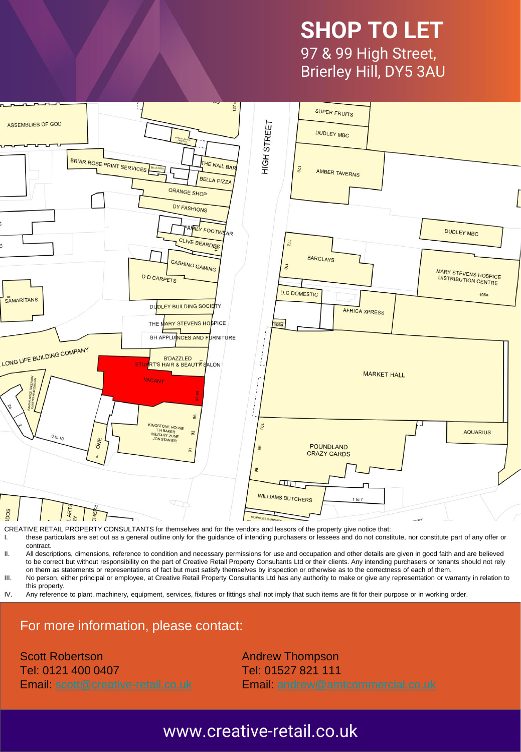# SHOP TO LET

97 & 99 High Street,
Brierley Hill, DY5 3AU

CREATIVE RETAIL PROPERTY CONSULTANTS for themselves and for the vendors and lessors of the property give notice that:

I. these particulars are set out as a general outline only for the guidance of intending purchasers or lessees and do not constitute, nor constitute part of any offer or contract.

II. All descriptions, dimensions, reference to condition and necessary permissions for use and occupation and other details are given in good faith and are believed to be correct but without responsibility on the part of Creative Retail Property Consultants Ltd or their clients. Any intending purchasers or tenants should not rely on them as statements or representations of fact but must satisfy themselves by inspection or otherwise as to the correctness of each of them.

III. No person, either principal or employee, at Creative Retail Property Consultants Ltd has any authority to make or give any representation or warranty in relation to this property.

IV. Any reference to plant, machinery, equipment, services, fixtures or fittings shall not imply that such items are fit for their purpose or in working order.

## For more information, please contact:

Scott Robertson
Tel: 0121 400 0407
Email: scott@creative-retail.co.uk

Andrew Thompson
Tel: 01527 821 111
Email: andrew@amtcommercial.co.uk

www.creative-retail.co.uk